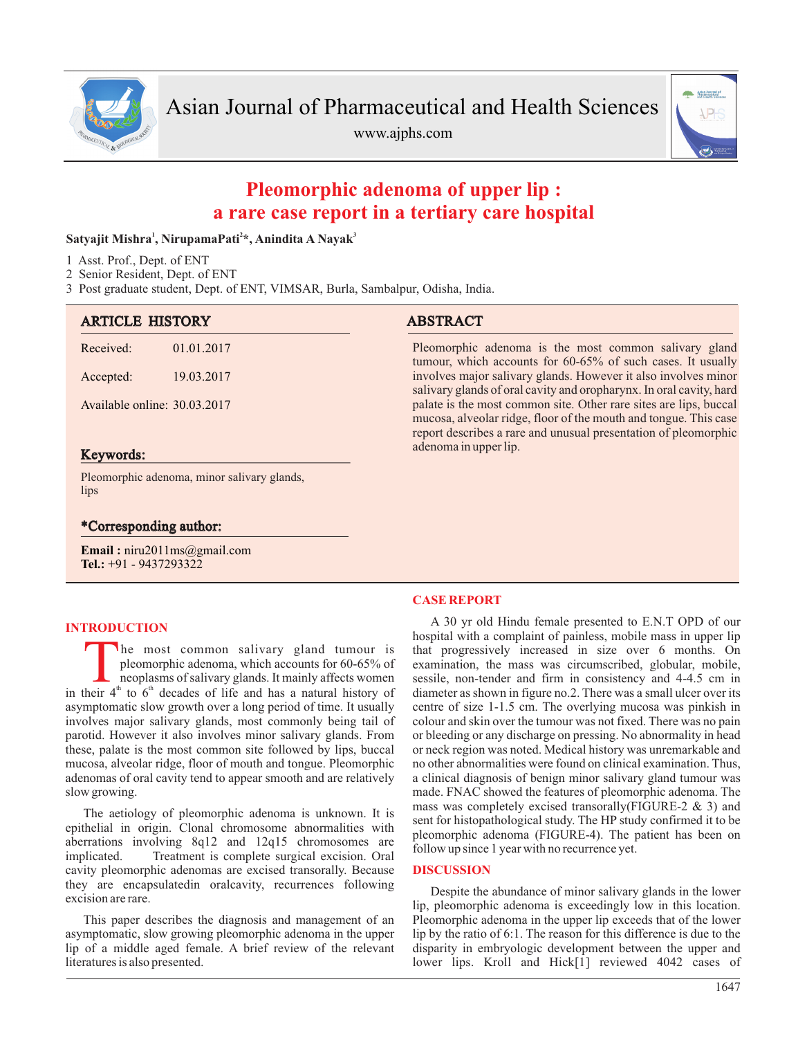# Pleomorphic adenoma of upper lip : a rare case report in a tertiary care hospital

**Satyajit Mishra[1], NirupamaPati[2]*, Anindita A Nayak[3]**

1 Asst. Prof., Dept. of ENT
2 Senior Resident, Dept. of ENT
3 Post graduate student, Dept. of ENT, VIMSAR, Burla, Sambalpur, Odisha, India.

## ARTICLE HISTORY

Received: 01.01.2017

Accepted: 19.03.2017

Available online: 30.03.2017

## Keywords:

Pleomorphic adenoma, minor salivary glands, lips

## *Corresponding author:

**Email :** niru2011ms@gmail.com
**Tel.:** +91 - 9437293322

## ABSTRACT

Pleomorphic adenoma is the most common salivary gland tumour, which accounts for 60-65% of such cases. It usually involves major salivary glands. However it also involves minor salivary glands of oral cavity and oropharynx. In oral cavity, hard palate is the most common site. Other rare sites are lips, buccal mucosa, alveolar ridge, floor of the mouth and tongue. This case report describes a rare and unusual presentation of pleomorphic adenoma in upper lip.

## INTRODUCTION

The most common salivary gland tumour is pleomorphic adenoma, which accounts for 60-65% of neoplasms of salivary glands. It mainly affects women in their 4th to 6th decades of life and has a natural history of asymptomatic slow growth over a long period of time. It usually involves major salivary glands, most commonly being tail of parotid. However it also involves minor salivary glands. From these, palate is the most common site followed by lips, buccal mucosa, alveolar ridge, floor of mouth and tongue. Pleomorphic adenomas of oral cavity tend to appear smooth and are relatively slow growing.

The aetiology of pleomorphic adenoma is unknown. It is epithelial in origin. Clonal chromosome abnormalities with aberrations involving 8q12 and 12q15 chromosomes are implicated. Treatment is complete surgical excision. Oral cavity pleomorphic adenomas are excised transorally. Because they are encapsulatedin oralcavity, recurrences following excision are rare.

This paper describes the diagnosis and management of an asymptomatic, slow growing pleomorphic adenoma in the upper lip of a middle aged female. A brief review of the relevant literatures is also presented.

## CASE REPORT

A 30 yr old Hindu female presented to E.N.T OPD of our hospital with a complaint of painless, mobile mass in upper lip that progressively increased in size over 6 months. On examination, the mass was circumscribed, globular, mobile, sessile, non-tender and firm in consistency and 4-4.5 cm in diameter as shown in figure no.2. There was a small ulcer over its centre of size 1-1.5 cm. The overlying mucosa was pinkish in colour and skin over the tumour was not fixed. There was no pain or bleeding or any discharge on pressing. No abnormality in head or neck region was noted. Medical history was unremarkable and no other abnormalities were found on clinical examination. Thus, a clinical diagnosis of benign minor salivary gland tumour was made. FNAC showed the features of pleomorphic adenoma. The mass was completely excised transorally(FIGURE-2 & 3) and sent for histopathological study. The HP study confirmed it to be pleomorphic adenoma (FIGURE-4). The patient has been on follow up since 1 year with no recurrence yet.

## DISCUSSION

Despite the abundance of minor salivary glands in the lower lip, pleomorphic adenoma is exceedingly low in this location. Pleomorphic adenoma in the upper lip exceeds that of the lower lip by the ratio of 6:1. The reason for this difference is due to the disparity in embryologic development between the upper and lower lips. Kroll and Hick[1] reviewed 4042 cases of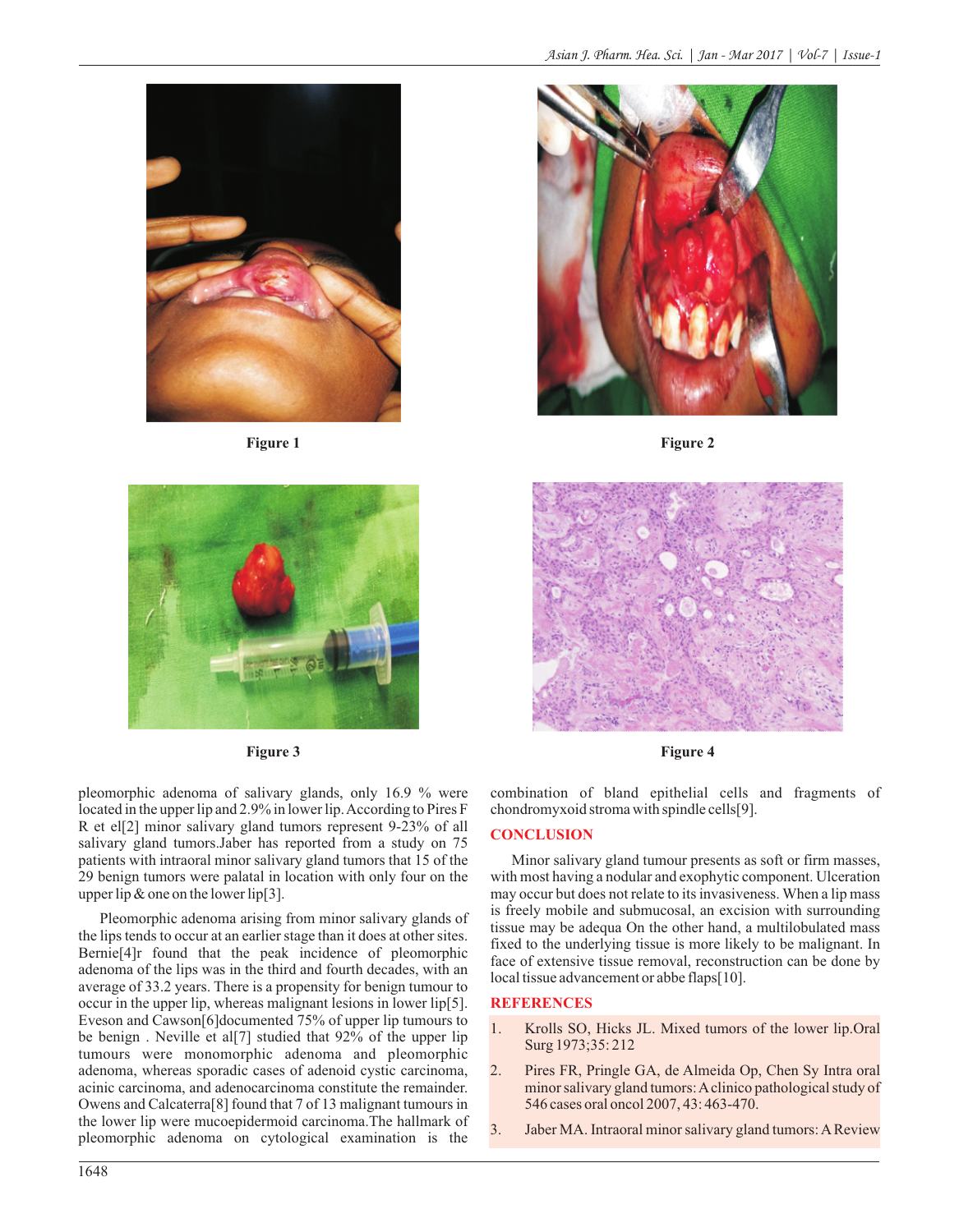Figure 1

Figure 2

Figure 3

Figure 4

pleomorphic adenoma of salivary glands, only 16.9 % were located in the upper lip and 2.9% in lower lip. According to Pires F R et el[2] minor salivary gland tumors represent 9-23% of all salivary gland tumors.Jaber has reported from a study on 75 patients with intraoral minor salivary gland tumors that 15 of the 29 benign tumors were palatal in location with only four on the upper lip & one on the lower lip[3].

Pleomorphic adenoma arising from minor salivary glands of the lips tends to occur at an earlier stage than it does at other sites. Bernie[4]r found that the peak incidence of pleomorphic adenoma of the lips was in the third and fourth decades, with an average of 33.2 years. There is a propensity for benign tumour to occur in the upper lip, whereas malignant lesions in lower lip[5]. Eveson and Cawson[6]documented 75% of upper lip tumours to be benign . Neville et al[7] studied that 92% of the upper lip tumours were monomorphic adenoma and pleomorphic adenoma, whereas sporadic cases of adenoid cystic carcinoma, acinic carcinoma, and adenocarcinoma constitute the remainder. Owens and Calcaterra[8] found that 7 of 13 malignant tumours in the lower lip were mucoepidermoid carcinoma.The hallmark of pleomorphic adenoma on cytological examination is the combination of bland epithelial cells and fragments of chondromyxoid stroma with spindle cells[9].

## CONCLUSION

Minor salivary gland tumour presents as soft or firm masses, with most having a nodular and exophytic component. Ulceration may occur but does not relate to its invasiveness. When a lip mass is freely mobile and submucosal, an excision with surrounding tissue may be adequa On the other hand, a multilobulated mass fixed to the underlying tissue is more likely to be malignant. In face of extensive tissue removal, reconstruction can be done by local tissue advancement or abbe flaps[10].

## REFERENCES

1. Krolls SO, Hicks JL. Mixed tumors of the lower lip.Oral Surg 1973;35: 212
2. Pires FR, Pringle GA, de Almeida Op, Chen Sy Intra oral minor salivary gland tumors: A clinico pathological study of 546 cases oral oncol 2007, 43: 463-470.
3. Jaber MA. Intraoral minor salivary gland tumors: A Review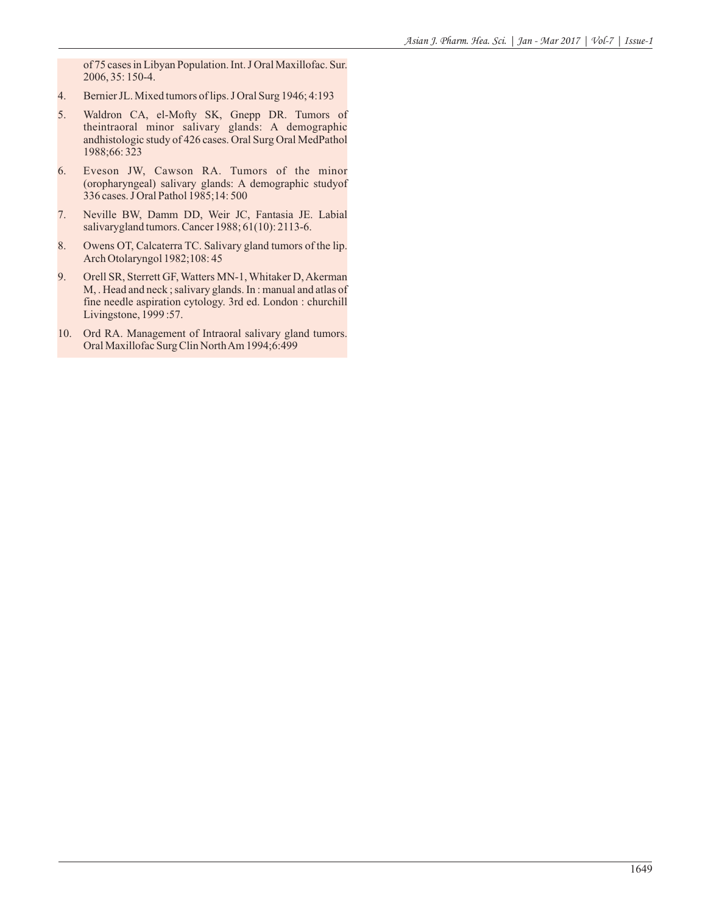of 75 cases in Libyan Population. Int. J Oral Maxillofac. Sur. 2006, 35: 150-4.

4. Bernier JL. Mixed tumors of lips. J Oral Surg 1946; 4:193

5. Waldron CA, el-Mofty SK, Gnepp DR. Tumors of theintraoral minor salivary glands: A demographic andhistologic study of 426 cases. Oral Surg Oral MedPathol 1988;66: 323

6. Eveson JW, Cawson RA. Tumors of the minor (oropharyngeal) salivary glands: A demographic studyof 336 cases. J Oral Pathol 1985;14: 500

7. Neville BW, Damm DD, Weir JC, Fantasia JE. Labial salivarygland tumors. Cancer 1988; 61(10): 2113-6.

8. Owens OT, Calcaterra TC. Salivary gland tumors of the lip. Arch Otolaryngol 1982;108: 45

9. Orell SR, Sterrett GF, Watters MN-1, Whitaker D, Akerman M, . Head and neck ; salivary glands. In : manual and atlas of fine needle aspiration cytology. 3rd ed. London : churchill Livingstone, 1999 :57.

10. Ord RA. Management of Intraoral salivary gland tumors. Oral Maxillofac Surg Clin North Am 1994;6:499